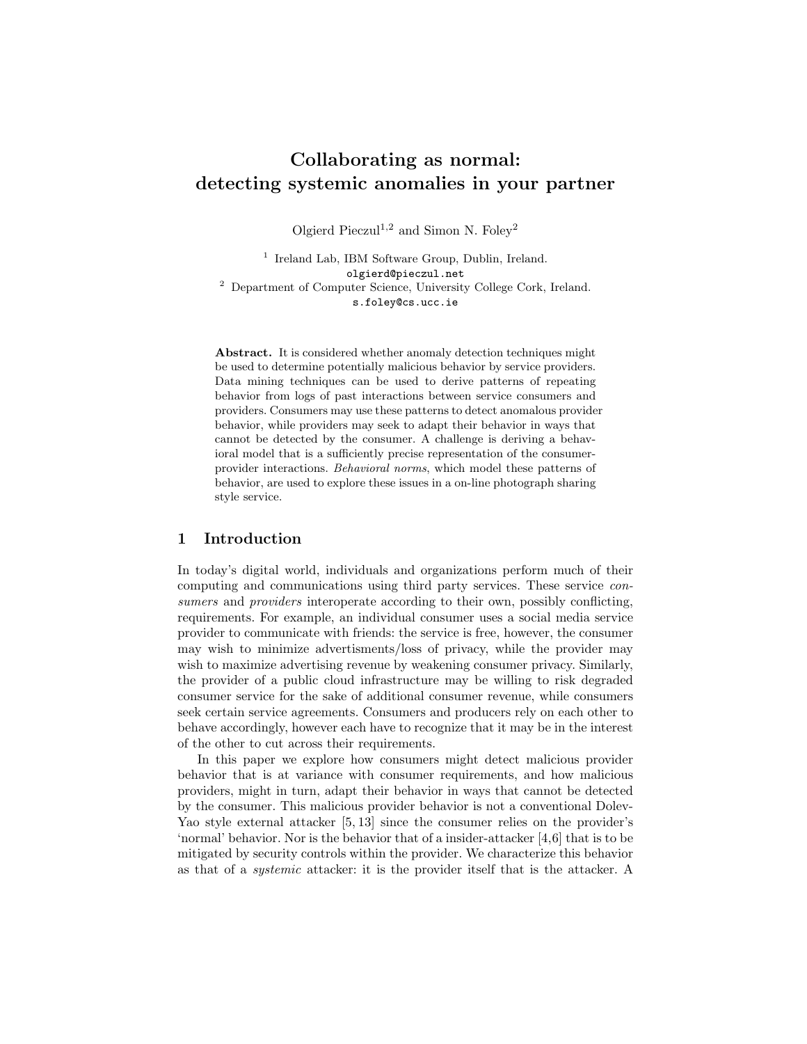# Collaborating as normal: detecting systemic anomalies in your partner

Olgierd Pieczul[1,2] and Simon N. Foley[2]

[1] Ireland Lab, IBM Software Group, Dublin, Ireland.
olgierd@pieczul.net
[2] Department of Computer Science, University College Cork, Ireland.
s.foley@cs.ucc.ie

**Abstract.** It is considered whether anomaly detection techniques might be used to determine potentially malicious behavior by service providers. Data mining techniques can be used to derive patterns of repeating behavior from logs of past interactions between service consumers and providers. Consumers may use these patterns to detect anomalous provider behavior, while providers may seek to adapt their behavior in ways that cannot be detected by the consumer. A challenge is deriving a behavioral model that is a sufficiently precise representation of the consumer-provider interactions. *Behavioral norms*, which model these patterns of behavior, are used to explore these issues in a on-line photograph sharing style service.

## 1 Introduction

In today's digital world, individuals and organizations perform much of their computing and communications using third party services. These service *consumers* and *providers* interoperate according to their own, possibly conflicting, requirements. For example, an individual consumer uses a social media service provider to communicate with friends: the service is free, however, the consumer may wish to minimize advertisments/loss of privacy, while the provider may wish to maximize advertising revenue by weakening consumer privacy. Similarly, the provider of a public cloud infrastructure may be willing to risk degraded consumer service for the sake of additional consumer revenue, while consumers seek certain service agreements. Consumers and producers rely on each other to behave accordingly, however each have to recognize that it may be in the interest of the other to cut across their requirements.

In this paper we explore how consumers might detect malicious provider behavior that is at variance with consumer requirements, and how malicious providers, might in turn, adapt their behavior in ways that cannot be detected by the consumer. This malicious provider behavior is not a conventional Dolev-Yao style external attacker [5, 13] since the consumer relies on the provider's 'normal' behavior. Nor is the behavior that of a insider-attacker [4,6] that is to be mitigated by security controls within the provider. We characterize this behavior as that of a *systemic* attacker: it is the provider itself that is the attacker. A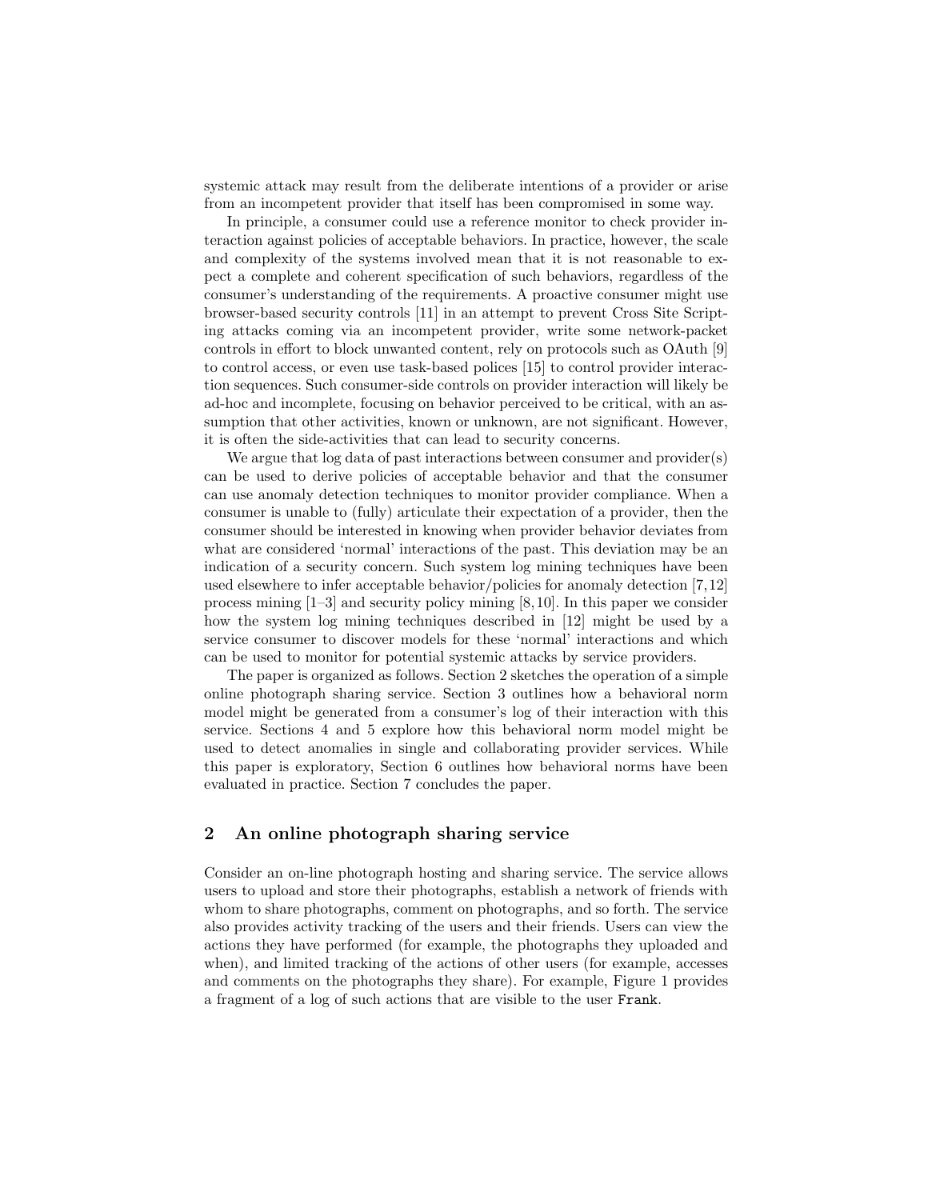systemic attack may result from the deliberate intentions of a provider or arise from an incompetent provider that itself has been compromised in some way.

In principle, a consumer could use a reference monitor to check provider interaction against policies of acceptable behaviors. In practice, however, the scale and complexity of the systems involved mean that it is not reasonable to expect a complete and coherent specification of such behaviors, regardless of the consumer's understanding of the requirements. A proactive consumer might use browser-based security controls [11] in an attempt to prevent Cross Site Scripting attacks coming via an incompetent provider, write some network-packet controls in effort to block unwanted content, rely on protocols such as OAuth [9] to control access, or even use task-based polices [15] to control provider interaction sequences. Such consumer-side controls on provider interaction will likely be ad-hoc and incomplete, focusing on behavior perceived to be critical, with an assumption that other activities, known or unknown, are not significant. However, it is often the side-activities that can lead to security concerns.

We argue that log data of past interactions between consumer and provider(s) can be used to derive policies of acceptable behavior and that the consumer can use anomaly detection techniques to monitor provider compliance. When a consumer is unable to (fully) articulate their expectation of a provider, then the consumer should be interested in knowing when provider behavior deviates from what are considered 'normal' interactions of the past. This deviation may be an indication of a security concern. Such system log mining techniques have been used elsewhere to infer acceptable behavior/policies for anomaly detection [7,12] process mining [1–3] and security policy mining [8,10]. In this paper we consider how the system log mining techniques described in [12] might be used by a service consumer to discover models for these 'normal' interactions and which can be used to monitor for potential systemic attacks by service providers.

The paper is organized as follows. Section 2 sketches the operation of a simple online photograph sharing service. Section 3 outlines how a behavioral norm model might be generated from a consumer's log of their interaction with this service. Sections 4 and 5 explore how this behavioral norm model might be used to detect anomalies in single and collaborating provider services. While this paper is exploratory, Section 6 outlines how behavioral norms have been evaluated in practice. Section 7 concludes the paper.

## 2 An online photograph sharing service

Consider an on-line photograph hosting and sharing service. The service allows users to upload and store their photographs, establish a network of friends with whom to share photographs, comment on photographs, and so forth. The service also provides activity tracking of the users and their friends. Users can view the actions they have performed (for example, the photographs they uploaded and when), and limited tracking of the actions of other users (for example, accesses and comments on the photographs they share). For example, Figure 1 provides a fragment of a log of such actions that are visible to the user `Frank`.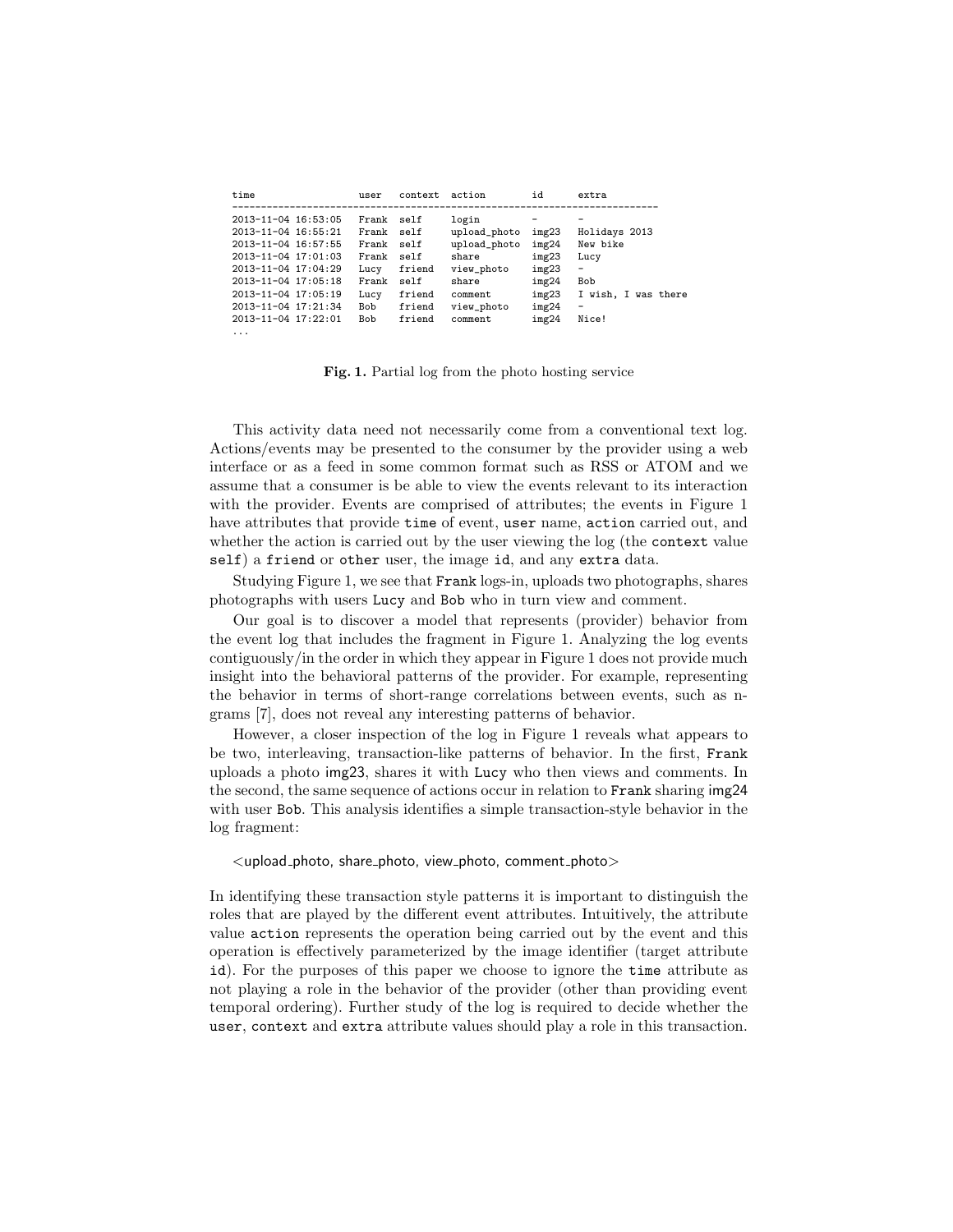```
time                 user   context  action        id     extra
--------------------------------------------------------------------------
2013-11-04 16:53:05  Frank  self     login         -      -
2013-11-04 16:55:21  Frank  self     upload_photo  img23  Holidays 2013
2013-11-04 16:57:55  Frank  self     upload_photo  img24  New bike
2013-11-04 17:01:03  Frank  self     share         img23  Lucy
2013-11-04 17:04:29  Lucy   friend   view_photo    img23  -
2013-11-04 17:05:18  Frank  self     share         img24  Bob
2013-11-04 17:05:19  Lucy   friend   comment       img23  I wish, I was there
2013-11-04 17:21:34  Bob    friend   view_photo    img24  -
2013-11-04 17:22:01  Bob    friend   comment       img24  Nice!
...
```

**Fig. 1.** Partial log from the photo hosting service

This activity data need not necessarily come from a conventional text log. Actions/events may be presented to the consumer by the provider using a web interface or as a feed in some common format such as RSS or ATOM and we assume that a consumer is be able to view the events relevant to its interaction with the provider. Events are comprised of attributes; the events in Figure 1 have attributes that provide `time` of event, `user` name, `action` carried out, and whether the action is carried out by the user viewing the log (the `context` value `self`) a `friend` or `other` user, the image `id`, and any `extra` data.

Studying Figure 1, we see that `Frank` logs-in, uploads two photographs, shares photographs with users `Lucy` and `Bob` who in turn view and comment.

Our goal is to discover a model that represents (provider) behavior from the event log that includes the fragment in Figure 1. Analyzing the log events contiguously/in the order in which they appear in Figure 1 does not provide much insight into the behavioral patterns of the provider. For example, representing the behavior in terms of short-range correlations between events, such as n-grams [7], does not reveal any interesting patterns of behavior.

However, a closer inspection of the log in Figure 1 reveals what appears to be two, interleaving, transaction-like patterns of behavior. In the first, `Frank` uploads a photo img23, shares it with `Lucy` who then views and comments. In the second, the same sequence of actions occur in relation to `Frank` sharing img24 with user `Bob`. This analysis identifies a simple transaction-style behavior in the log fragment:

<upload_photo, share_photo, view_photo, comment_photo>

In identifying these transaction style patterns it is important to distinguish the roles that are played by the different event attributes. Intuitively, the attribute value `action` represents the operation being carried out by the event and this operation is effectively parameterized by the image identifier (target attribute `id`). For the purposes of this paper we choose to ignore the `time` attribute as not playing a role in the behavior of the provider (other than providing event temporal ordering). Further study of the log is required to decide whether the `user`, `context` and `extra` attribute values should play a role in this transaction.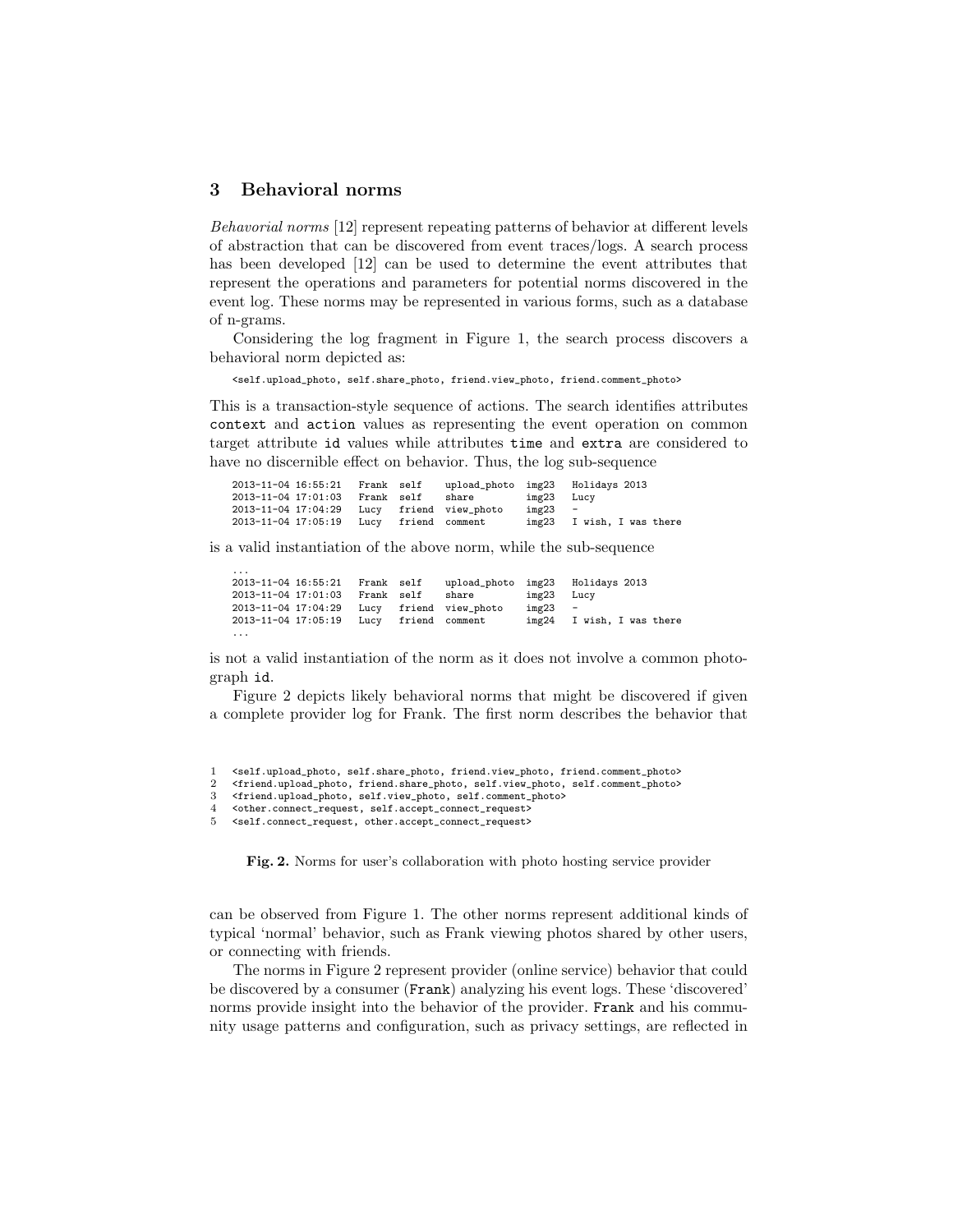## 3 Behavioral norms

*Behavorial norms* [12] represent repeating patterns of behavior at different levels of abstraction that can be discovered from event traces/logs. A search process has been developed [12] can be used to determine the event attributes that represent the operations and parameters for potential norms discovered in the event log. These norms may be represented in various forms, such as a database of n-grams.

Considering the log fragment in Figure 1, the search process discovers a behavioral norm depicted as:

```
<self.upload_photo, self.share_photo, friend.view_photo, friend.comment_photo>
```

This is a transaction-style sequence of actions. The search identifies attributes `context` and `action` values as representing the event operation on common target attribute `id` values while attributes `time` and `extra` are considered to have no discernible effect on behavior. Thus, the log sub-sequence

```
2013-11-04 16:55:21   Frank  self    upload_photo  img23   Holidays 2013
2013-11-04 17:01:03   Frank  self    share         img23   Lucy
2013-11-04 17:04:29   Lucy   friend  view_photo    img23   -
2013-11-04 17:05:19   Lucy   friend  comment       img23   I wish, I was there
```

is a valid instantiation of the above norm, while the sub-sequence

```
...
2013-11-04 16:55:21   Frank  self    upload_photo  img23   Holidays 2013
2013-11-04 17:01:03   Frank  self    share         img23   Lucy
2013-11-04 17:04:29   Lucy   friend  view_photo    img23   -
2013-11-04 17:05:19   Lucy   friend  comment       img24   I wish, I was there
...
```

is not a valid instantiation of the norm as it does not involve a common photograph `id`.

Figure 2 depicts likely behavioral norms that might be discovered if given a complete provider log for Frank. The first norm describes the behavior that can be observed from Figure 1. The other norms represent additional kinds of typical 'normal' behavior, such as Frank viewing photos shared by other users, or connecting with friends.

```
1  <self.upload_photo, self.share_photo, friend.view_photo, friend.comment_photo>
2  <friend.upload_photo, friend.share_photo, self.view_photo, self.comment_photo>
3  <friend.upload_photo, self.view_photo, self.comment_photo>
4  <other.connect_request, self.accept_connect_request>
5  <self.connect_request, other.accept_connect_request>
```

**Fig. 2.** Norms for user's collaboration with photo hosting service provider

The norms in Figure 2 represent provider (online service) behavior that could be discovered by a consumer (`Frank`) analyzing his event logs. These 'discovered' norms provide insight into the behavior of the provider. `Frank` and his community usage patterns and configuration, such as privacy settings, are reflected in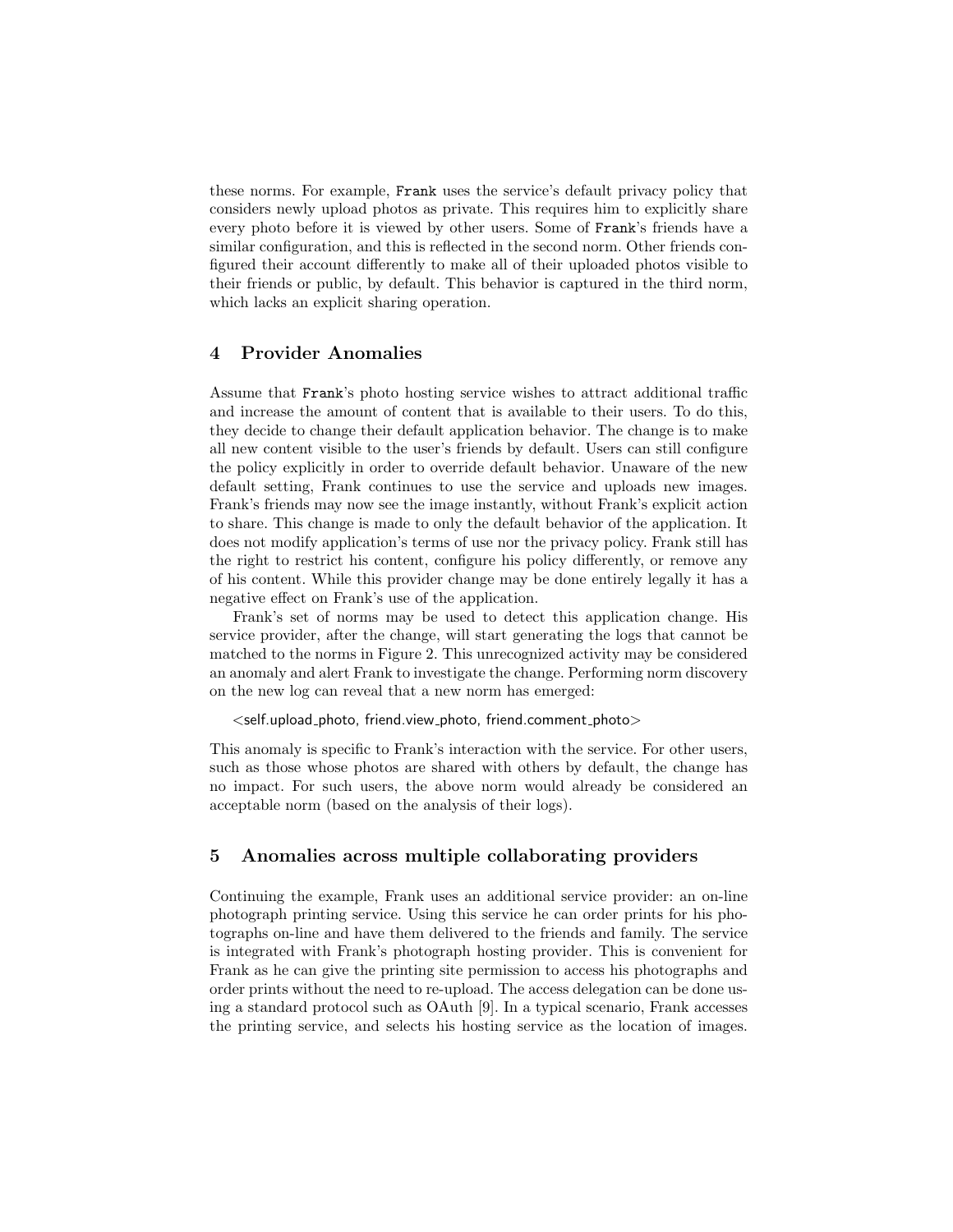these norms. For example, Frank uses the service's default privacy policy that considers newly upload photos as private. This requires him to explicitly share every photo before it is viewed by other users. Some of Frank's friends have a similar configuration, and this is reflected in the second norm. Other friends configured their account differently to make all of their uploaded photos visible to their friends or public, by default. This behavior is captured in the third norm, which lacks an explicit sharing operation.

## 4 Provider Anomalies

Assume that Frank's photo hosting service wishes to attract additional traffic and increase the amount of content that is available to their users. To do this, they decide to change their default application behavior. The change is to make all new content visible to the user's friends by default. Users can still configure the policy explicitly in order to override default behavior. Unaware of the new default setting, Frank continues to use the service and uploads new images. Frank's friends may now see the image instantly, without Frank's explicit action to share. This change is made to only the default behavior of the application. It does not modify application's terms of use nor the privacy policy. Frank still has the right to restrict his content, configure his policy differently, or remove any of his content. While this provider change may be done entirely legally it has a negative effect on Frank's use of the application.

Frank's set of norms may be used to detect this application change. His service provider, after the change, will start generating the logs that cannot be matched to the norms in Figure 2. This unrecognized activity may be considered an anomaly and alert Frank to investigate the change. Performing norm discovery on the new log can reveal that a new norm has emerged:

<self.upload_photo, friend.view_photo, friend.comment_photo>

This anomaly is specific to Frank's interaction with the service. For other users, such as those whose photos are shared with others by default, the change has no impact. For such users, the above norm would already be considered an acceptable norm (based on the analysis of their logs).

## 5 Anomalies across multiple collaborating providers

Continuing the example, Frank uses an additional service provider: an on-line photograph printing service. Using this service he can order prints for his photographs on-line and have them delivered to the friends and family. The service is integrated with Frank's photograph hosting provider. This is convenient for Frank as he can give the printing site permission to access his photographs and order prints without the need to re-upload. The access delegation can be done using a standard protocol such as OAuth [9]. In a typical scenario, Frank accesses the printing service, and selects his hosting service as the location of images.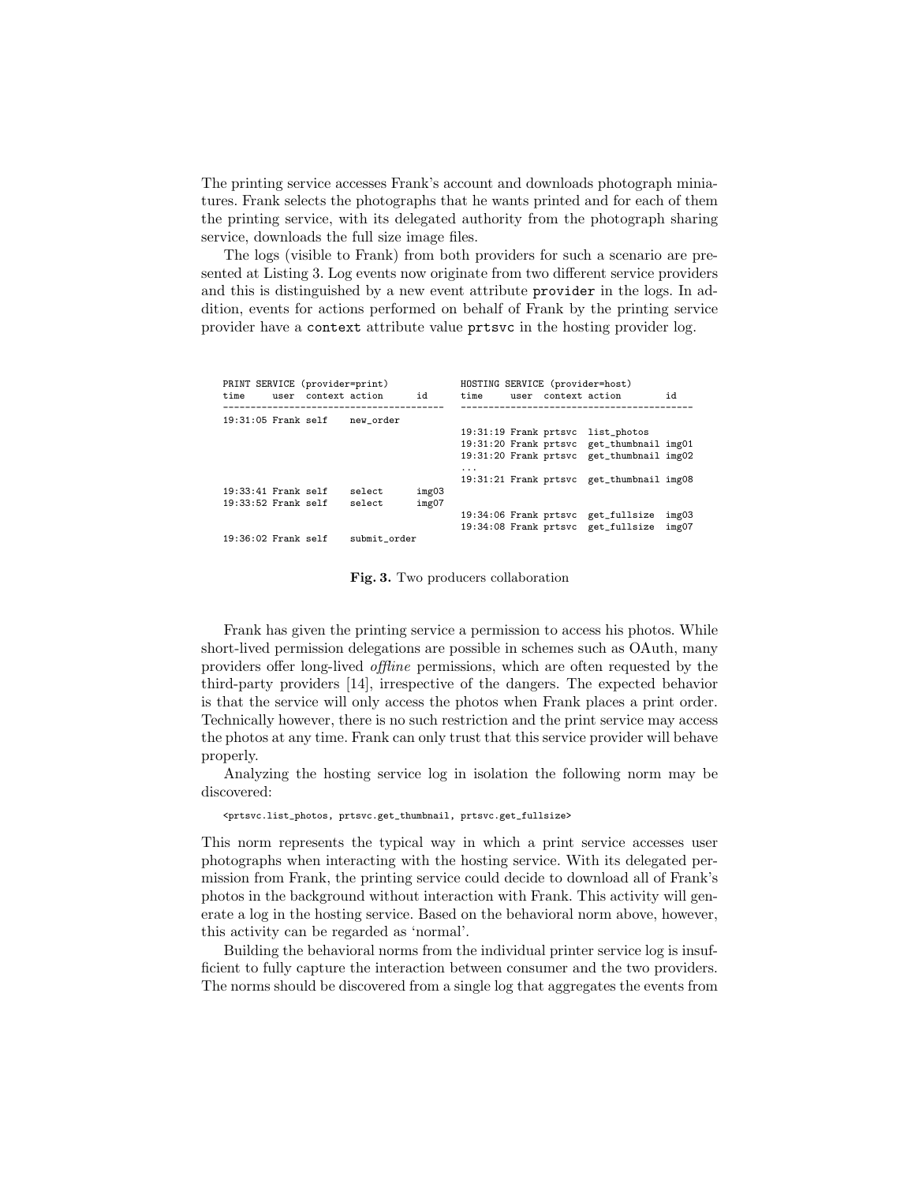The printing service accesses Frank's account and downloads photograph miniatures. Frank selects the photographs that he wants printed and for each of them the printing service, with its delegated authority from the photograph sharing service, downloads the full size image files.

The logs (visible to Frank) from both providers for such a scenario are presented at Listing 3. Log events now originate from two different service providers and this is distinguished by a new event attribute `provider` in the logs. In addition, events for actions performed on behalf of Frank by the printing service provider have a `context` attribute value `prtsvc` in the hosting provider log.

```
PRINT SERVICE (provider=print)              HOSTING SERVICE (provider=host)
time     user  context action      id       time     user  context action        id
---------------------------------------     -----------------------------------------
19:31:05 Frank self    new_order
                                            19:31:19 Frank prtsvc  list_photos
                                            19:31:20 Frank prtsvc  get_thumbnail img01
                                            19:31:20 Frank prtsvc  get_thumbnail img02
                                            ...
                                            19:31:21 Frank prtsvc  get_thumbnail img08
19:33:41 Frank self    select      img03
19:33:52 Frank self    select      img07
                                            19:34:06 Frank prtsvc  get_fullsize  img03
                                            19:34:08 Frank prtsvc  get_fullsize  img07
19:36:02 Frank self    submit_order
```

**Fig. 3.** Two producers collaboration

Frank has given the printing service a permission to access his photos. While short-lived permission delegations are possible in schemes such as OAuth, many providers offer long-lived *offline* permissions, which are often requested by the third-party providers [14], irrespective of the dangers. The expected behavior is that the service will only access the photos when Frank places a print order. Technically however, there is no such restriction and the print service may access the photos at any time. Frank can only trust that this service provider will behave properly.

Analyzing the hosting service log in isolation the following norm may be discovered:

```
<prtsvc.list_photos, prtsvc.get_thumbnail, prtsvc.get_fullsize>
```

This norm represents the typical way in which a print service accesses user photographs when interacting with the hosting service. With its delegated permission from Frank, the printing service could decide to download all of Frank's photos in the background without interaction with Frank. This activity will generate a log in the hosting service. Based on the behavioral norm above, however, this activity can be regarded as 'normal'.

Building the behavioral norms from the individual printer service log is insufficient to fully capture the interaction between consumer and the two providers. The norms should be discovered from a single log that aggregates the events from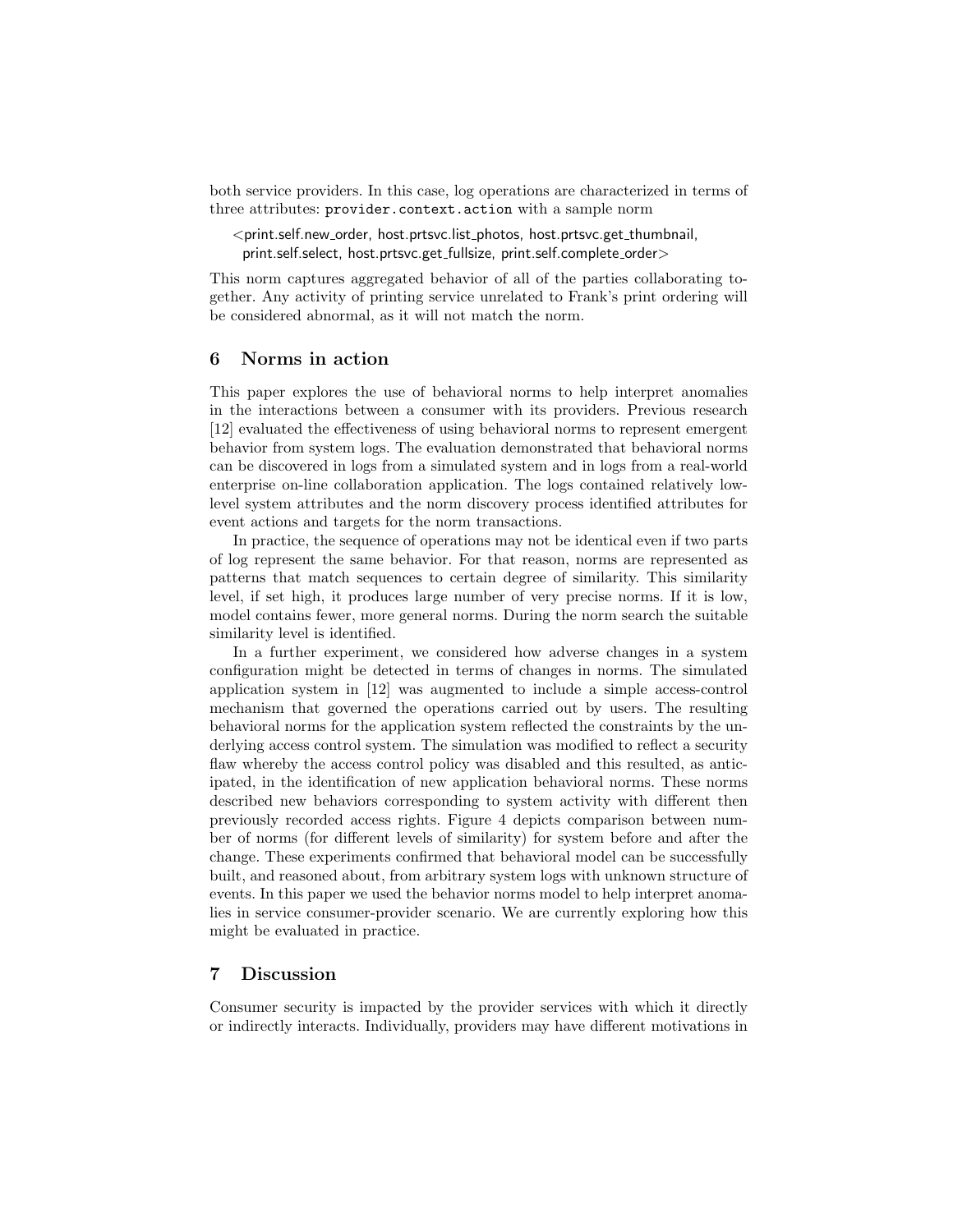both service providers. In this case, log operations are characterized in terms of three attributes: `provider.context.action` with a sample norm

<print.self.new_order, host.prtsvc.list_photos, host.prtsvc.get_thumbnail, print.self.select, host.prtsvc.get_fullsize, print.self.complete_order>

This norm captures aggregated behavior of all of the parties collaborating together. Any activity of printing service unrelated to Frank's print ordering will be considered abnormal, as it will not match the norm.

## 6 Norms in action

This paper explores the use of behavioral norms to help interpret anomalies in the interactions between a consumer with its providers. Previous research [12] evaluated the effectiveness of using behavioral norms to represent emergent behavior from system logs. The evaluation demonstrated that behavioral norms can be discovered in logs from a simulated system and in logs from a real-world enterprise on-line collaboration application. The logs contained relatively low-level system attributes and the norm discovery process identified attributes for event actions and targets for the norm transactions.

In practice, the sequence of operations may not be identical even if two parts of log represent the same behavior. For that reason, norms are represented as patterns that match sequences to certain degree of similarity. This similarity level, if set high, it produces large number of very precise norms. If it is low, model contains fewer, more general norms. During the norm search the suitable similarity level is identified.

In a further experiment, we considered how adverse changes in a system configuration might be detected in terms of changes in norms. The simulated application system in [12] was augmented to include a simple access-control mechanism that governed the operations carried out by users. The resulting behavioral norms for the application system reflected the constraints by the underlying access control system. The simulation was modified to reflect a security flaw whereby the access control policy was disabled and this resulted, as anticipated, in the identification of new application behavioral norms. These norms described new behaviors corresponding to system activity with different then previously recorded access rights. Figure 4 depicts comparison between number of norms (for different levels of similarity) for system before and after the change. These experiments confirmed that behavioral model can be successfully built, and reasoned about, from arbitrary system logs with unknown structure of events. In this paper we used the behavior norms model to help interpret anomalies in service consumer-provider scenario. We are currently exploring how this might be evaluated in practice.

## 7 Discussion

Consumer security is impacted by the provider services with which it directly or indirectly interacts. Individually, providers may have different motivations in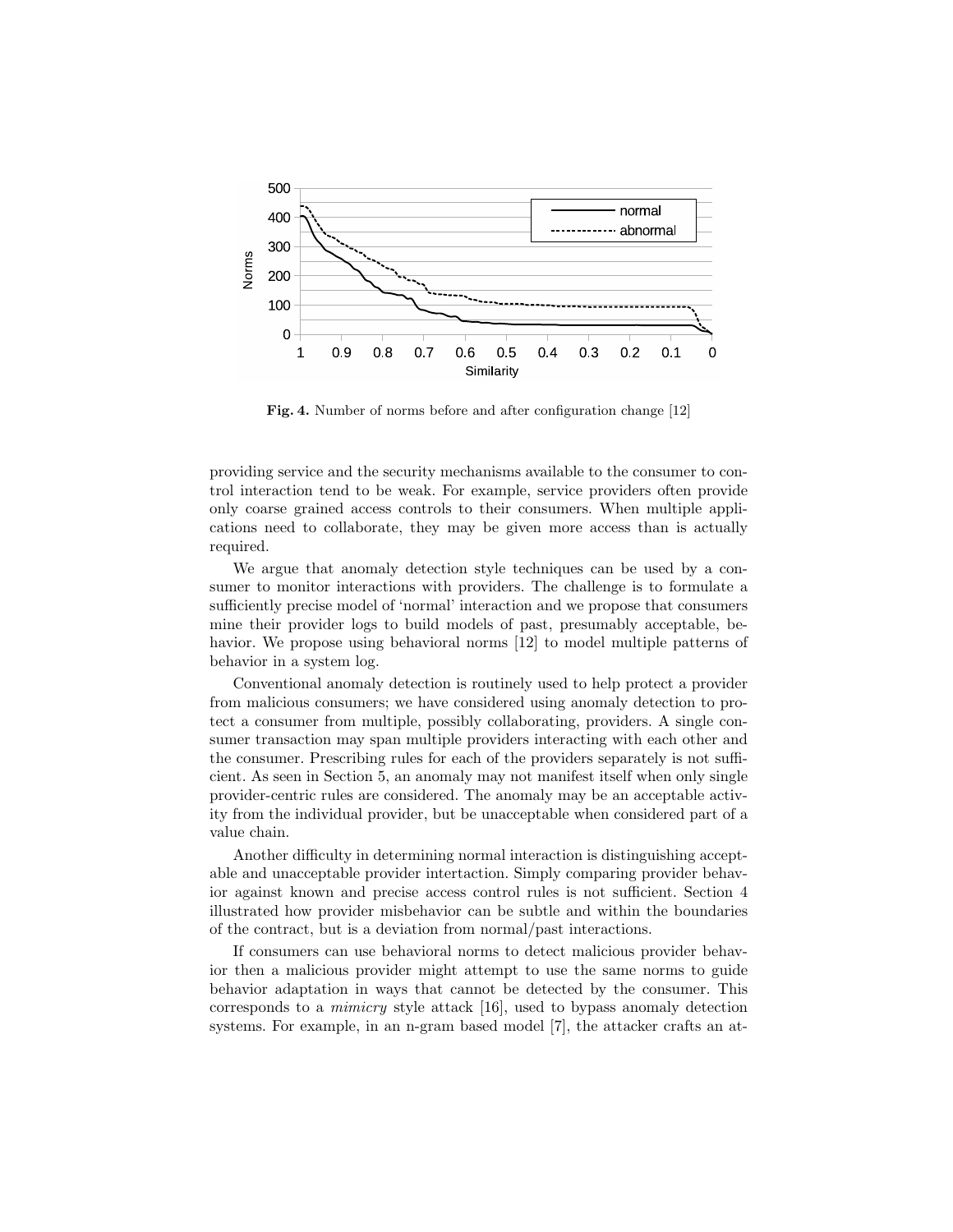Fig. 4. Number of norms before and after configuration change [12]

providing service and the security mechanisms available to the consumer to control interaction tend to be weak. For example, service providers often provide only coarse grained access controls to their consumers. When multiple applications need to collaborate, they may be given more access than is actually required.

We argue that anomaly detection style techniques can be used by a consumer to monitor interactions with providers. The challenge is to formulate a sufficiently precise model of 'normal' interaction and we propose that consumers mine their provider logs to build models of past, presumably acceptable, behavior. We propose using behavioral norms [12] to model multiple patterns of behavior in a system log.

Conventional anomaly detection is routinely used to help protect a provider from malicious consumers; we have considered using anomaly detection to protect a consumer from multiple, possibly collaborating, providers. A single consumer transaction may span multiple providers interacting with each other and the consumer. Prescribing rules for each of the providers separately is not sufficient. As seen in Section 5, an anomaly may not manifest itself when only single provider-centric rules are considered. The anomaly may be an acceptable activity from the individual provider, but be unacceptable when considered part of a value chain.

Another difficulty in determining normal interaction is distinguishing acceptable and unacceptable provider intertaction. Simply comparing provider behavior against known and precise access control rules is not sufficient. Section 4 illustrated how provider misbehavior can be subtle and within the boundaries of the contract, but is a deviation from normal/past interactions.

If consumers can use behavioral norms to detect malicious provider behavior then a malicious provider might attempt to use the same norms to guide behavior adaptation in ways that cannot be detected by the consumer. This corresponds to a *mimicry* style attack [16], used to bypass anomaly detection systems. For example, in an n-gram based model [7], the attacker crafts an at-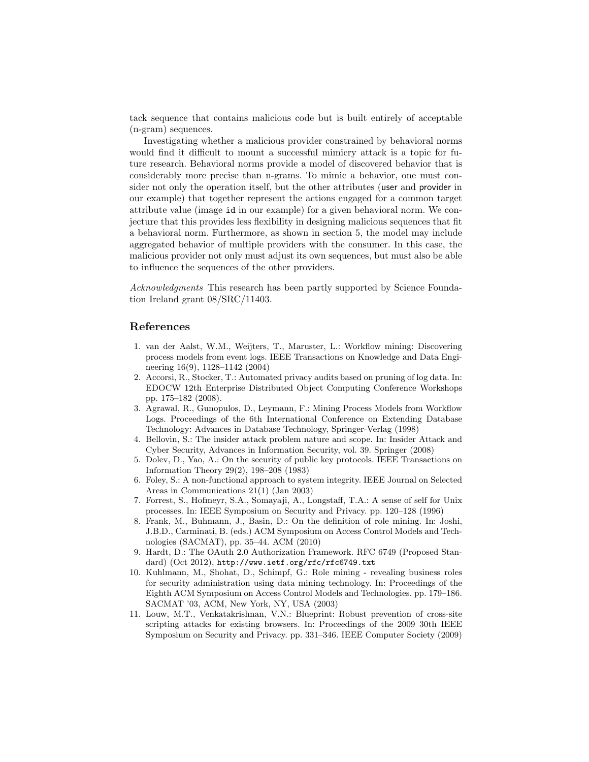tack sequence that contains malicious code but is built entirely of acceptable (n-gram) sequences.

Investigating whether a malicious provider constrained by behavioral norms would find it difficult to mount a successful mimicry attack is a topic for future research. Behavioral norms provide a model of discovered behavior that is considerably more precise than n-grams. To mimic a behavior, one must consider not only the operation itself, but the other attributes (user and provider in our example) that together represent the actions engaged for a common target attribute value (image id in our example) for a given behavioral norm. We conjecture that this provides less flexibility in designing malicious sequences that fit a behavioral norm. Furthermore, as shown in section 5, the model may include aggregated behavior of multiple providers with the consumer. In this case, the malicious provider not only must adjust its own sequences, but must also be able to influence the sequences of the other providers.

*Acknowledgments* This research has been partly supported by Science Foundation Ireland grant 08/SRC/11403.

## References

1. van der Aalst, W.M., Weijters, T., Maruster, L.: Workflow mining: Discovering process models from event logs. IEEE Transactions on Knowledge and Data Engineering 16(9), 1128–1142 (2004)
2. Accorsi, R., Stocker, T.: Automated privacy audits based on pruning of log data. In: EDOCW 12th Enterprise Distributed Object Computing Conference Workshops pp. 175–182 (2008).
3. Agrawal, R., Gunopulos, D., Leymann, F.: Mining Process Models from Workflow Logs. Proceedings of the 6th International Conference on Extending Database Technology: Advances in Database Technology, Springer-Verlag (1998)
4. Bellovin, S.: The insider attack problem nature and scope. In: Insider Attack and Cyber Security, Advances in Information Security, vol. 39. Springer (2008)
5. Dolev, D., Yao, A.: On the security of public key protocols. IEEE Transactions on Information Theory 29(2), 198–208 (1983)
6. Foley, S.: A non-functional approach to system integrity. IEEE Journal on Selected Areas in Communications 21(1) (Jan 2003)
7. Forrest, S., Hofmeyr, S.A., Somayaji, A., Longstaff, T.A.: A sense of self for Unix processes. In: IEEE Symposium on Security and Privacy. pp. 120–128 (1996)
8. Frank, M., Buhmann, J., Basin, D.: On the definition of role mining. In: Joshi, J.B.D., Carminati, B. (eds.) ACM Symposium on Access Control Models and Technologies (SACMAT), pp. 35–44. ACM (2010)
9. Hardt, D.: The OAuth 2.0 Authorization Framework. RFC 6749 (Proposed Standard) (Oct 2012), http://www.ietf.org/rfc/rfc6749.txt
10. Kuhlmann, M., Shohat, D., Schimpf, G.: Role mining - revealing business roles for security administration using data mining technology. In: Proceedings of the Eighth ACM Symposium on Access Control Models and Technologies. pp. 179–186. SACMAT '03, ACM, New York, NY, USA (2003)
11. Louw, M.T., Venkatakrishnan, V.N.: Blueprint: Robust prevention of cross-site scripting attacks for existing browsers. In: Proceedings of the 2009 30th IEEE Symposium on Security and Privacy. pp. 331–346. IEEE Computer Society (2009)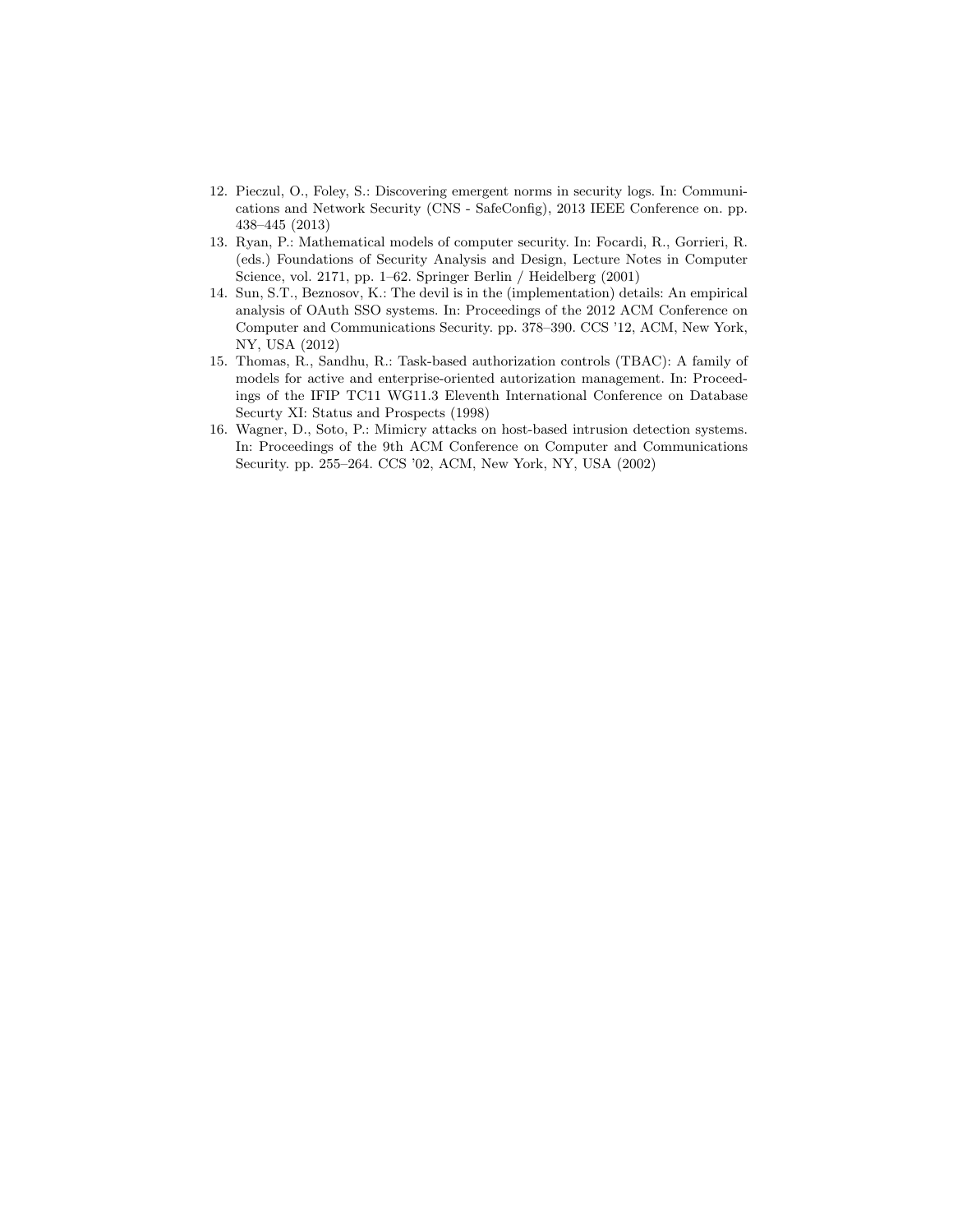12. Pieczul, O., Foley, S.: Discovering emergent norms in security logs. In: Communications and Network Security (CNS - SafeConfig), 2013 IEEE Conference on. pp. 438–445 (2013)
13. Ryan, P.: Mathematical models of computer security. In: Focardi, R., Gorrieri, R. (eds.) Foundations of Security Analysis and Design, Lecture Notes in Computer Science, vol. 2171, pp. 1–62. Springer Berlin / Heidelberg (2001)
14. Sun, S.T., Beznosov, K.: The devil is in the (implementation) details: An empirical analysis of OAuth SSO systems. In: Proceedings of the 2012 ACM Conference on Computer and Communications Security. pp. 378–390. CCS '12, ACM, New York, NY, USA (2012)
15. Thomas, R., Sandhu, R.: Task-based authorization controls (TBAC): A family of models for active and enterprise-oriented autorization management. In: Proceedings of the IFIP TC11 WG11.3 Eleventh International Conference on Database Securty XI: Status and Prospects (1998)
16. Wagner, D., Soto, P.: Mimicry attacks on host-based intrusion detection systems. In: Proceedings of the 9th ACM Conference on Computer and Communications Security. pp. 255–264. CCS '02, ACM, New York, NY, USA (2002)